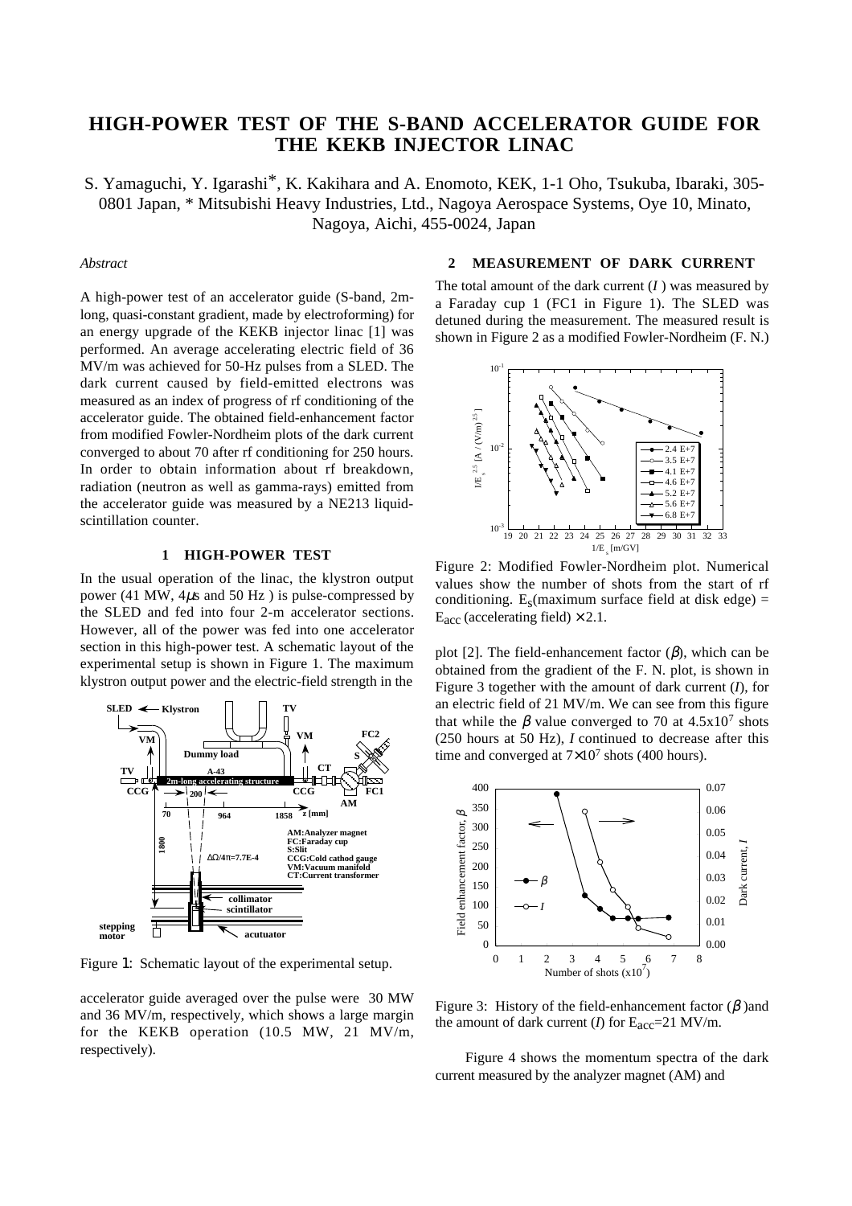# HIGH-POWER TEST OF THE S-BAND ACCELERATOR GUIDE FOR THE KEKB INJECTOR LINAC

S. Yamaguchi, Y. Igarashi*, K. Kakihara and A. Enomoto, KEK, 1-1 Oho, Tsukuba, Ibaraki, 305-0801 Japan, * Mitsubishi Heavy Industries, Ltd., Nagoya Aerospace Systems, Oye 10, Minato, Nagoya, Aichi, 455-0024, Japan

*Abstract*

A high-power test of an accelerator guide (S-band, 2m-long, quasi-constant gradient, made by electroforming) for an energy upgrade of the KEKB injector linac [1] was performed. An average accelerating electric field of 36 MV/m was achieved for 50-Hz pulses from a SLED. The dark current caused by field-emitted electrons was measured as an index of progress of rf conditioning of the accelerator guide. The obtained field-enhancement factor from modified Fowler-Nordheim plots of the dark current converged to about 70 after rf conditioning for 250 hours. In order to obtain information about rf breakdown, radiation (neutron as well as gamma-rays) emitted from the accelerator guide was measured by a NE213 liquid-scintillation counter.

## 1 HIGH-POWER TEST

In the usual operation of the linac, the klystron output power (41 MW, 4$\mu$s and 50 Hz ) is pulse-compressed by the SLED and fed into four 2-m accelerator sections. However, all of the power was fed into one accelerator section in this high-power test. A schematic layout of the experimental setup is shown in Figure 1. The maximum klystron output power and the electric-field strength in the accelerator guide averaged over the pulse were 30 MW and 36 MV/m, respectively, which shows a large margin for the KEKB operation (10.5 MW, 21 MV/m, respectively).

Figure 1: Schematic layout of the experimental setup.

## 2 MEASUREMENT OF DARK CURRENT

The total amount of the dark current ($I$ ) was measured by a Faraday cup 1 (FC1 in Figure 1). The SLED was detuned during the measurement. The measured result is shown in Figure 2 as a modified Fowler-Nordheim (F. N.) plot [2]. The field-enhancement factor ($\beta$), which can be obtained from the gradient of the F. N. plot, is shown in Figure 3 together with the amount of dark current ($I$), for an electric field of 21 MV/m. We can see from this figure that while the $\beta$ value converged to 70 at $4.5\times10^7$ shots (250 hours at 50 Hz), $I$ continued to decrease after this time and converged at $7\times10^7$ shots (400 hours).

Figure 2: Modified Fowler-Nordheim plot. Numerical values show the number of shots from the start of rf conditioning. $E_s$(maximum surface field at disk edge) = $E_{acc}$ (accelerating field) $\times$ 2.1.

Figure 3: History of the field-enhancement factor ($\beta$ )and the amount of dark current ($I$) for $E_{acc}$=21 MV/m.

Figure 4 shows the momentum spectra of the dark current measured by the analyzer magnet (AM) and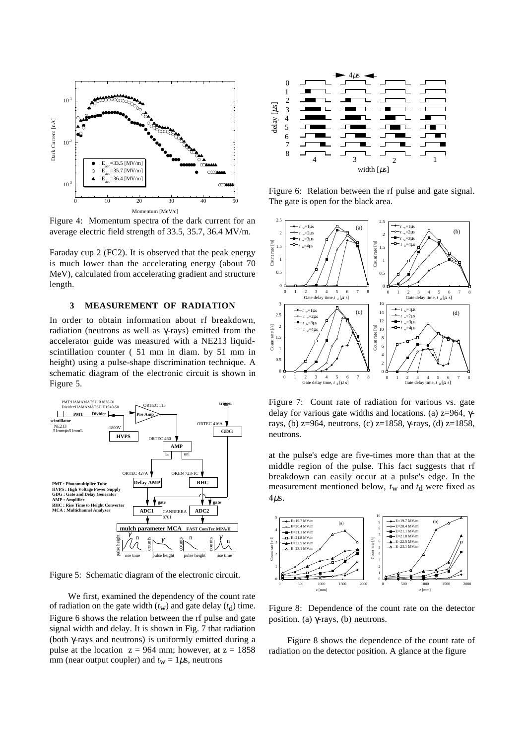Figure 4: Momentum spectra of the dark current for an average electric field strength of 33.5, 35.7, 36.4 MV/m.

Faraday cup 2 (FC2). It is observed that the peak energy is much lower than the accelerating energy (about 70 MeV), calculated from accelerating gradient and structure length.

## 3 MEASUREMENT OF RADIATION

In order to obtain information about rf breakdown, radiation (neutrons as well as γ-rays) emitted from the accelerator guide was measured with a NE213 liquid-scintillation counter ( 51 mm in diam. by 51 mm in height) using a pulse-shape discrimination technique. A schematic diagram of the electronic circuit is shown in Figure 5.

Figure 5: Schematic diagram of the electronic circuit.

We first, examined the dependency of the count rate of radiation on the gate width ($t_w$) and gate delay ($t_d$) time. Figure 6 shows the relation between the rf pulse and gate signal width and delay. It is shown in Fig. 7 that radiation (both γ-rays and neutrons) is uniformly emitted during a pulse at the location z = 964 mm; however, at z = 1858 mm (near output coupler) and $t_w$ = 1μs, neutrons at the pulse's edge are five-times more than that at the middle region of the pulse. This fact suggests that rf breakdown can easily occur at a pulse's edge. In the measurement mentioned below, $t_w$ and $t_d$ were fixed as 4μs.

Figure 6: Relation between the rf pulse and gate signal. The gate is open for the black area.

Figure 7: Count rate of radiation for various vs. gate delay for various gate widths and locations. (a) z=964, γ-rays, (b) z=964, neutrons, (c) z=1858, γ-rays, (d) z=1858, neutrons.

Figure 8: Dependence of the count rate on the detector position. (a) γ-rays, (b) neutrons.

Figure 8 shows the dependence of the count rate of radiation on the detector position. A glance at the figure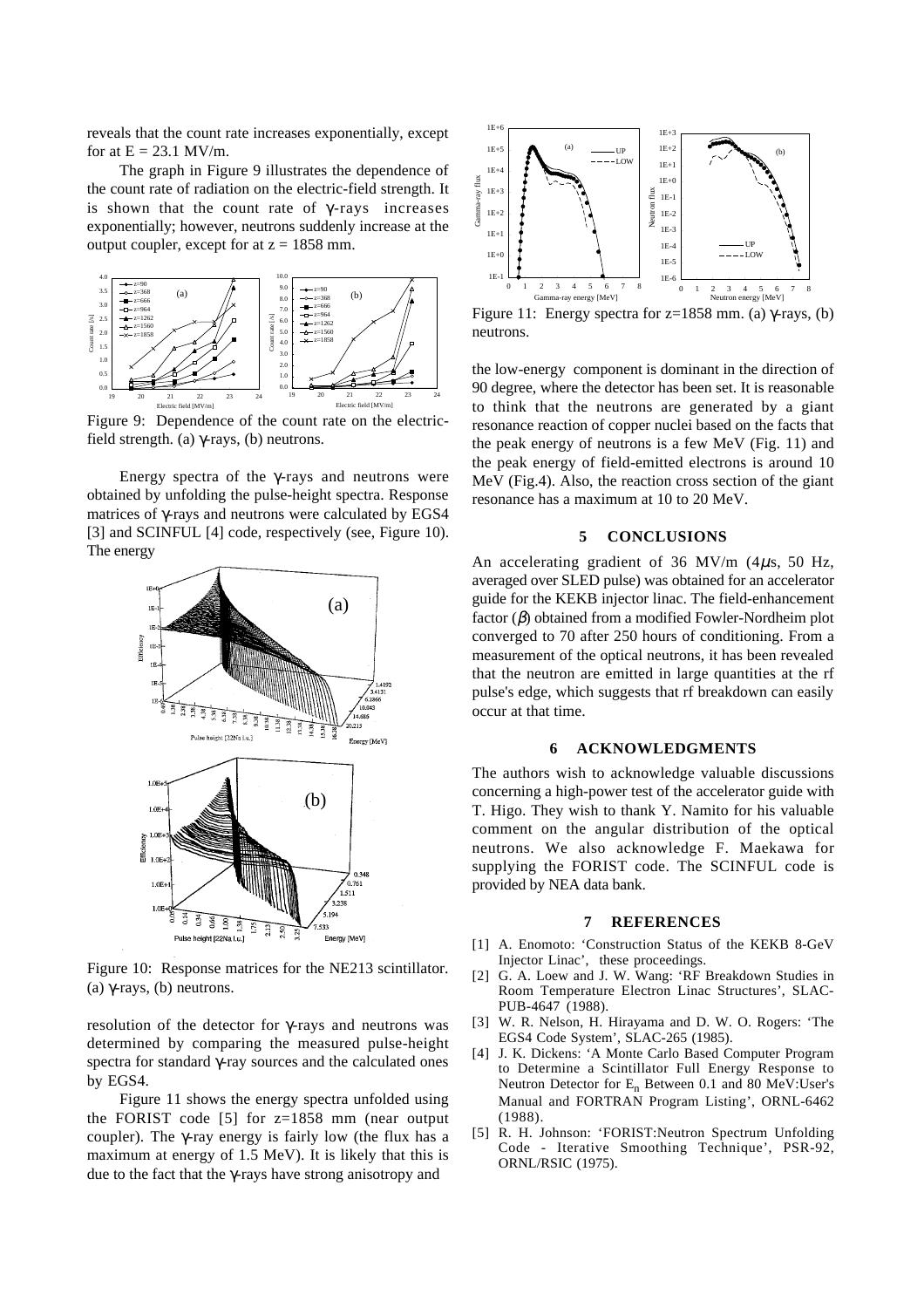reveals that the count rate increases exponentially, except for at E = 23.1 MV/m.

The graph in Figure 9 illustrates the dependence of the count rate of radiation on the electric-field strength. It is shown that the count rate of γ-rays increases exponentially; however, neutrons suddenly increase at the output coupler, except for at z = 1858 mm.

(a)
z=90
z=368
z=666
z=964
z=1262
z=1560
z=1858
Count rate [/s]
Electric field [MV/m]

(b)
z=90
z=368
z=666
z=964
z=1262
z=1560
z=1858
Count rate [/s]
Electric field [MV/m]

Figure 9: Dependence of the count rate on the electric-field strength. (a) γ-rays, (b) neutrons.

Energy spectra of the γ-rays and neutrons were obtained by unfolding the pulse-height spectra. Response matrices of γ-rays and neutrons were calculated by EGS4 [3] and SCINFUL [4] code, respectively (see, Figure 10). The energy

(a)
Efficiency
Pulse height [22Na l.u.]
Energy [MeV]

(b)
Efficiency
Pulse height [22Na l.u.]
Energy [MeV]

Figure 10: Response matrices for the NE213 scintillator. (a) γ-rays, (b) neutrons.

resolution of the detector for γ-rays and neutrons was determined by comparing the measured pulse-height spectra for standard γ-ray sources and the calculated ones by EGS4.

Figure 11 shows the energy spectra unfolded using the FORIST code [5] for z=1858 mm (near output coupler). The γ-ray energy is fairly low (the flux has a maximum at energy of 1.5 MeV). It is likely that this is due to the fact that the γ-rays have strong anisotropy and

(a)
UP
LOW
Gamma-ray flux
Gamma-ray energy [MeV]

(b)
UP
LOW
Neutron flux
Neutron energy [MeV]

Figure 11: Energy spectra for z=1858 mm. (a) γ-rays, (b) neutrons.

the low-energy component is dominant in the direction of 90 degree, where the detector has been set. It is reasonable to think that the neutrons are generated by a giant resonance reaction of copper nuclei based on the facts that the peak energy of neutrons is a few MeV (Fig. 11) and the peak energy of field-emitted electrons is around 10 MeV (Fig.4). Also, the reaction cross section of the giant resonance has a maximum at 10 to 20 MeV.

## 5 CONCLUSIONS

An accelerating gradient of 36 MV/m (4$\mu$s, 50 Hz, averaged over SLED pulse) was obtained for an accelerator guide for the KEKB injector linac. The field-enhancement factor ($\beta$) obtained from a modified Fowler-Nordheim plot converged to 70 after 250 hours of conditioning. From a measurement of the optical neutrons, it has been revealed that the neutron are emitted in large quantities at the rf pulse's edge, which suggests that rf breakdown can easily occur at that time.

## 6 ACKNOWLEDGMENTS

The authors wish to acknowledge valuable discussions concerning a high-power test of the accelerator guide with T. Higo. They wish to thank Y. Namito for his valuable comment on the angular distribution of the optical neutrons. We also acknowledge F. Maekawa for supplying the FORIST code. The SCINFUL code is provided by NEA data bank.

## 7 REFERENCES

[1] A. Enomoto: 'Construction Status of the KEKB 8-GeV Injector Linac', these proceedings.

[2] G. A. Loew and J. W. Wang: 'RF Breakdown Studies in Room Temperature Electron Linac Structures', SLAC-PUB-4647 (1988).

[3] W. R. Nelson, H. Hirayama and D. W. O. Rogers: 'The EGS4 Code System', SLAC-265 (1985).

[4] J. K. Dickens: 'A Monte Carlo Based Computer Program to Determine a Scintillator Full Energy Response to Neutron Detector for $E_n$ Between 0.1 and 80 MeV:User's Manual and FORTRAN Program Listing', ORNL-6462 (1988).

[5] R. H. Johnson: 'FORIST:Neutron Spectrum Unfolding Code - Iterative Smoothing Technique', PSR-92, ORNL/RSIC (1975).